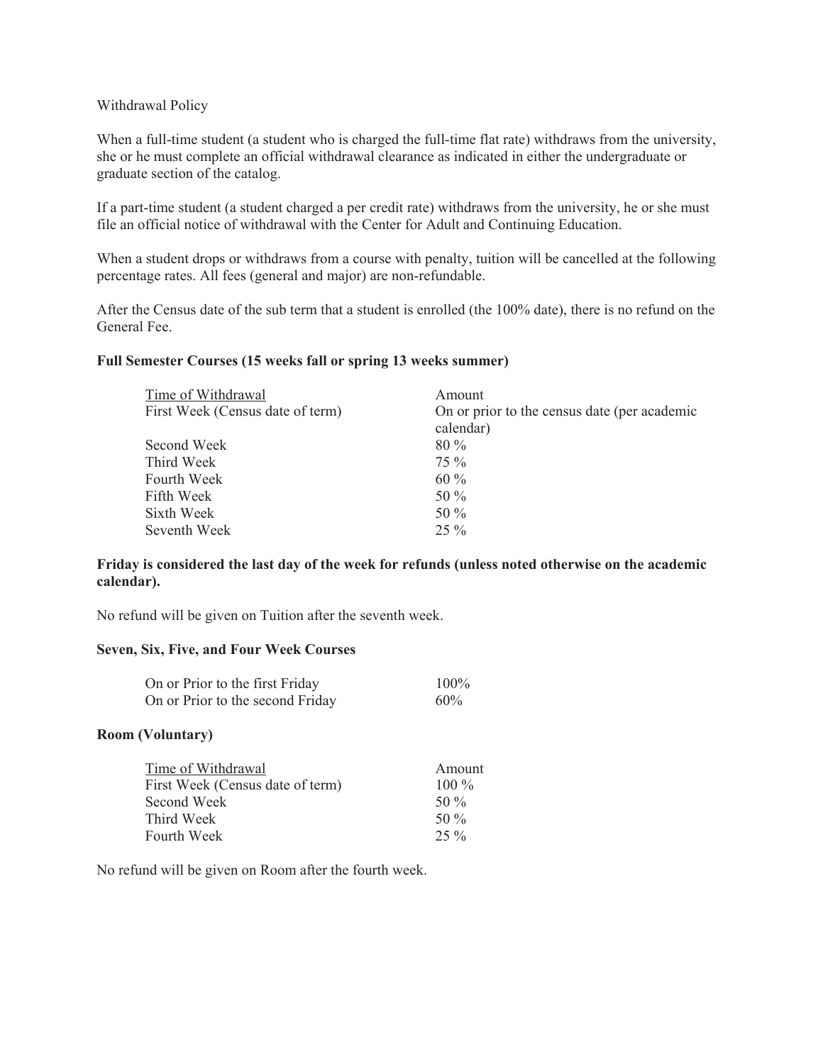Withdrawal Policy

When a full-time student (a student who is charged the full-time flat rate) withdraws from the university, she or he must complete an official withdrawal clearance as indicated in either the undergraduate or graduate section of the catalog.

If a part-time student (a student charged a per credit rate) withdraws from the university, he or she must file an official notice of withdrawal with the Center for Adult and Continuing Education.

When a student drops or withdraws from a course with penalty, tuition will be cancelled at the following percentage rates. All fees (general and major) are non-refundable.

After the Census date of the sub term that a student is enrolled (the 100% date), there is no refund on the General Fee.

**Full Semester Courses (15 weeks fall or spring 13 weeks summer)**

| Time of Withdrawal | Amount |
|---|---|
| First Week (Census date of term) | On or prior to the census date (per academic calendar) |
| Second Week | 80 % |
| Third Week | 75 % |
| Fourth Week | 60 % |
| Fifth Week | 50 % |
| Sixth Week | 50 % |
| Seventh Week | 25 % |

**Friday is considered the last day of the week for refunds (unless noted otherwise on the academic calendar).**

No refund will be given on Tuition after the seventh week.

**Seven, Six, Five, and Four Week Courses**

| | |
|---|---|
| On or Prior to the first Friday | 100% |
| On or Prior to the second Friday | 60% |

**Room (Voluntary)**

| Time of Withdrawal | Amount |
|---|---|
| First Week (Census date of term) | 100 % |
| Second Week | 50 % |
| Third Week | 50 % |
| Fourth Week | 25 % |

No refund will be given on Room after the fourth week.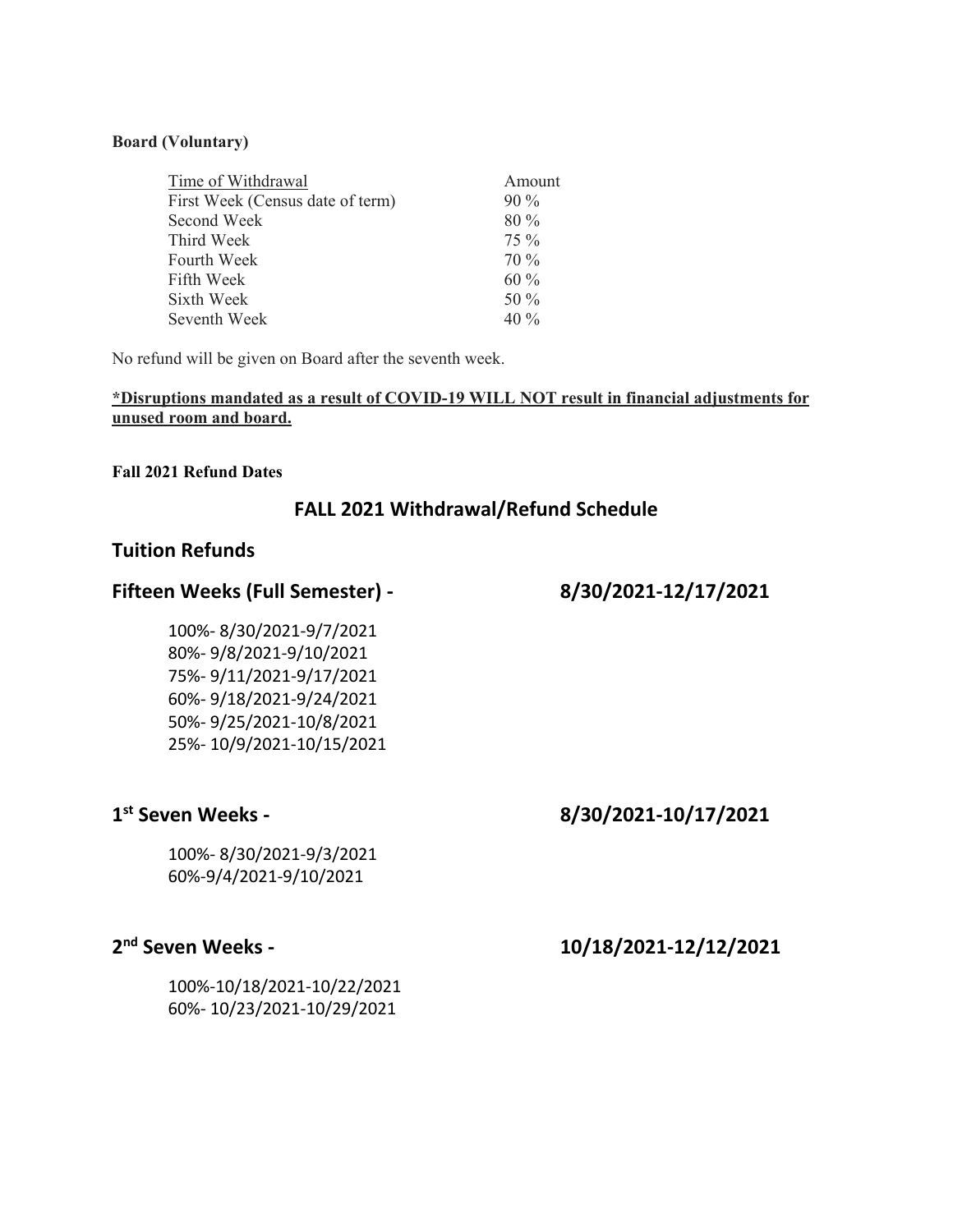**Board (Voluntary)**

| Time of Withdrawal | Amount |
|---|---|
| First Week (Census date of term) | 90 % |
| Second Week | 80 % |
| Third Week | 75 % |
| Fourth Week | 70 % |
| Fifth Week | 60 % |
| Sixth Week | 50 % |
| Seventh Week | 40 % |

No refund will be given on Board after the seventh week.

**\*Disruptions mandated as a result of COVID-19 WILL NOT result in financial adjustments for unused room and board.**

**Fall 2021 Refund Dates**

## FALL 2021 Withdrawal/Refund Schedule

## Tuition Refunds

### Fifteen Weeks (Full Semester) - 8/30/2021-12/17/2021

100%- 8/30/2021-9/7/2021
80%- 9/8/2021-9/10/2021
75%- 9/11/2021-9/17/2021
60%- 9/18/2021-9/24/2021
50%- 9/25/2021-10/8/2021
25%- 10/9/2021-10/15/2021

### 1st Seven Weeks - 8/30/2021-10/17/2021

100%- 8/30/2021-9/3/2021
60%-9/4/2021-9/10/2021

### 2nd Seven Weeks - 10/18/2021-12/12/2021

100%-10/18/2021-10/22/2021
60%- 10/23/2021-10/29/2021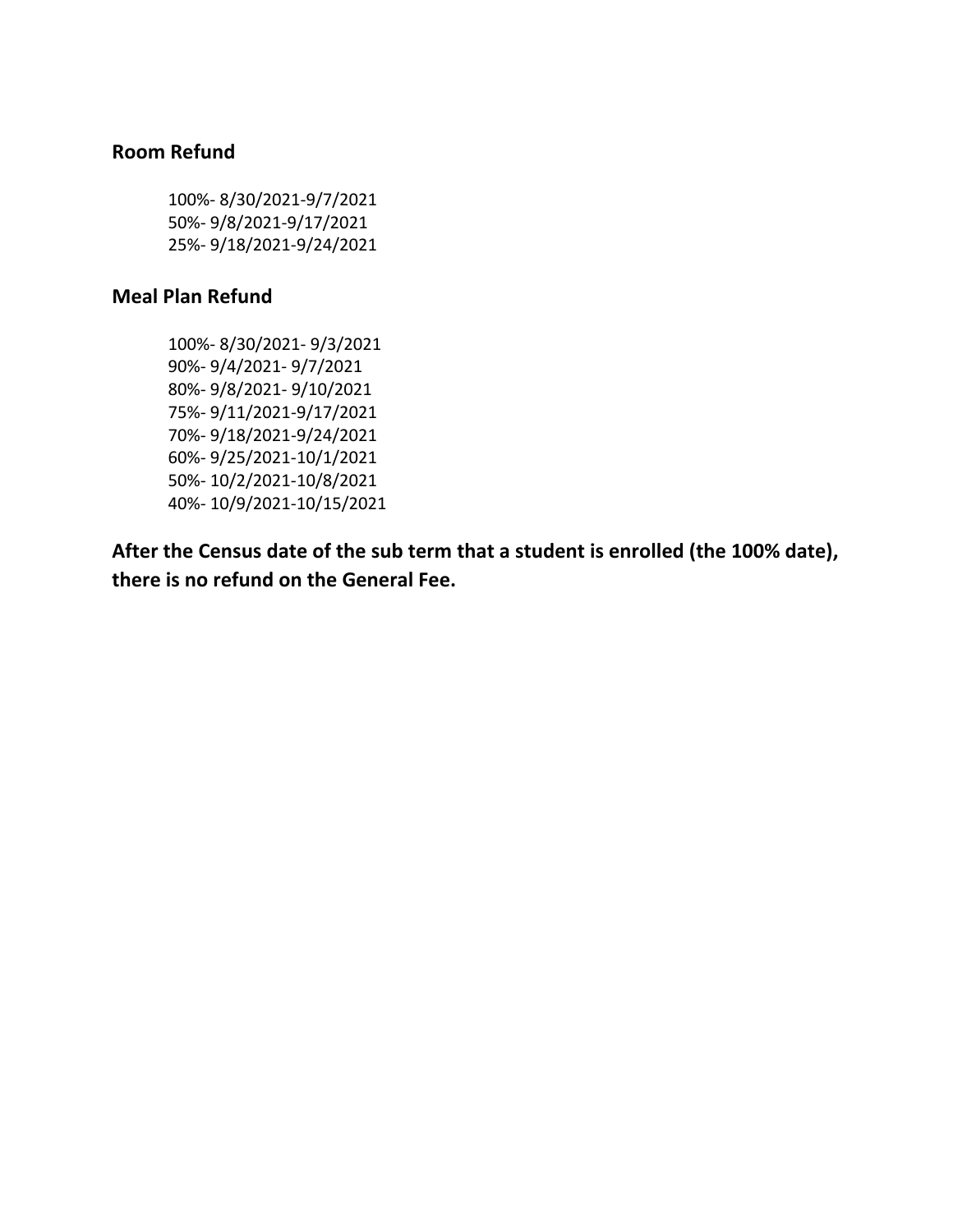**Room Refund**

100%- 8/30/2021-9/7/2021
50%- 9/8/2021-9/17/2021
25%- 9/18/2021-9/24/2021

**Meal Plan Refund**

100%- 8/30/2021- 9/3/2021
90%- 9/4/2021- 9/7/2021
80%- 9/8/2021- 9/10/2021
75%- 9/11/2021-9/17/2021
70%- 9/18/2021-9/24/2021
60%- 9/25/2021-10/1/2021
50%- 10/2/2021-10/8/2021
40%- 10/9/2021-10/15/2021

**After the Census date of the sub term that a student is enrolled (the 100% date), there is no refund on the General Fee.**